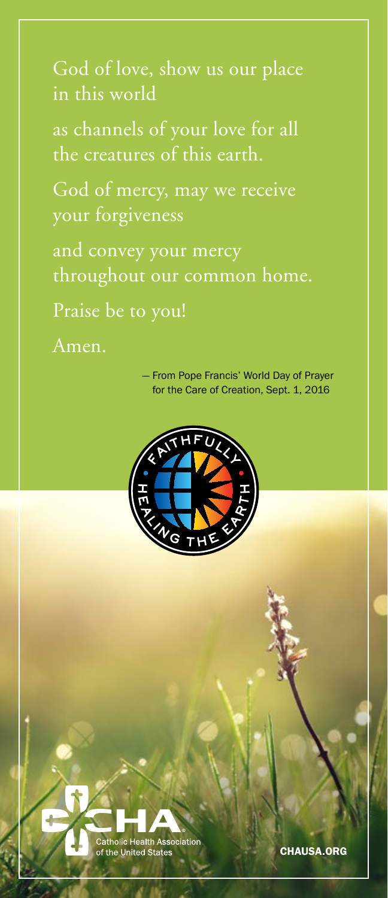God of love, show us our place in this world

as channels of your love for all the creatures of this earth.

God of mercy, may we receive your forgiveness

and convey your mercy throughout our common home.

Praise be to you!

Amen.

— From Pope Francis' World Day of Prayer for the Care of Creation, Sept. 1, 2016

FAITHFULLY HEALING THE EARTH

CHA Catholic Health Association of the United States

CHAUSA.ORG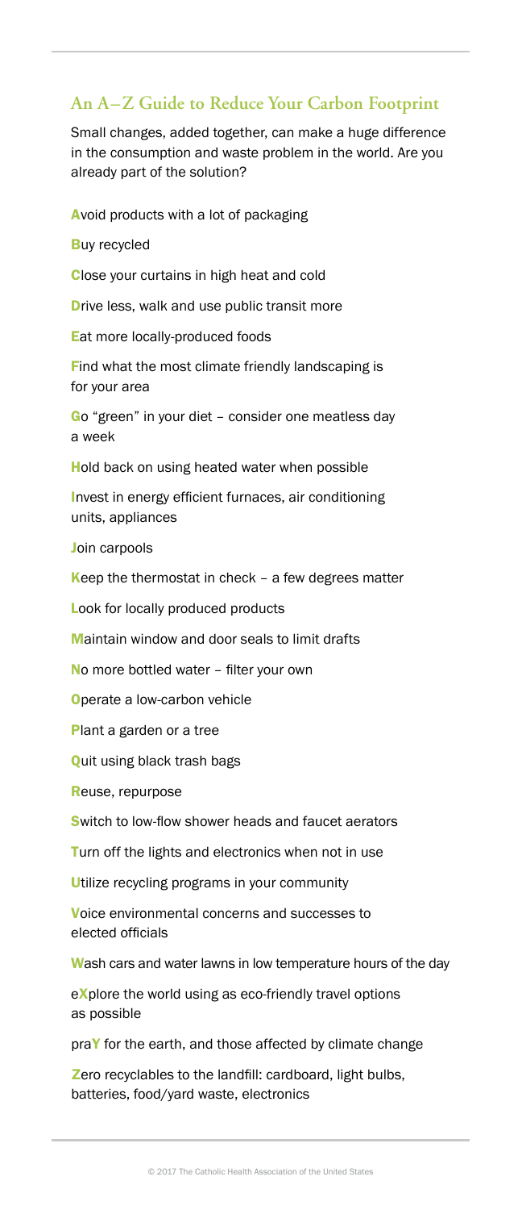## An A–Z Guide to Reduce Your Carbon Footprint

Small changes, added together, can make a huge difference in the consumption and waste problem in the world. Are you already part of the solution?

**A**void products with a lot of packaging

**B**uy recycled

**C**lose your curtains in high heat and cold

**D**rive less, walk and use public transit more

**E**at more locally-produced foods

**F**ind what the most climate friendly landscaping is for your area

**G**o "green" in your diet – consider one meatless day a week

**H**old back on using heated water when possible

**I**nvest in energy efficient furnaces, air conditioning units, appliances

**J**oin carpools

**K**eep the thermostat in check – a few degrees matter

**L**ook for locally produced products

**M**aintain window and door seals to limit drafts

**N**o more bottled water – filter your own

**O**perate a low-carbon vehicle

**P**lant a garden or a tree

**Q**uit using black trash bags

**R**euse, repurpose

**S**witch to low-flow shower heads and faucet aerators

**T**urn off the lights and electronics when not in use

**U**tilize recycling programs in your community

**V**oice environmental concerns and successes to elected officials

**W**ash cars and water lawns in low temperature hours of the day

e**X**plore the world using as eco-friendly travel options as possible

pra**Y** for the earth, and those affected by climate change

**Z**ero recyclables to the landfill: cardboard, light bulbs, batteries, food/yard waste, electronics

© 2017 The Catholic Health Association of the United States